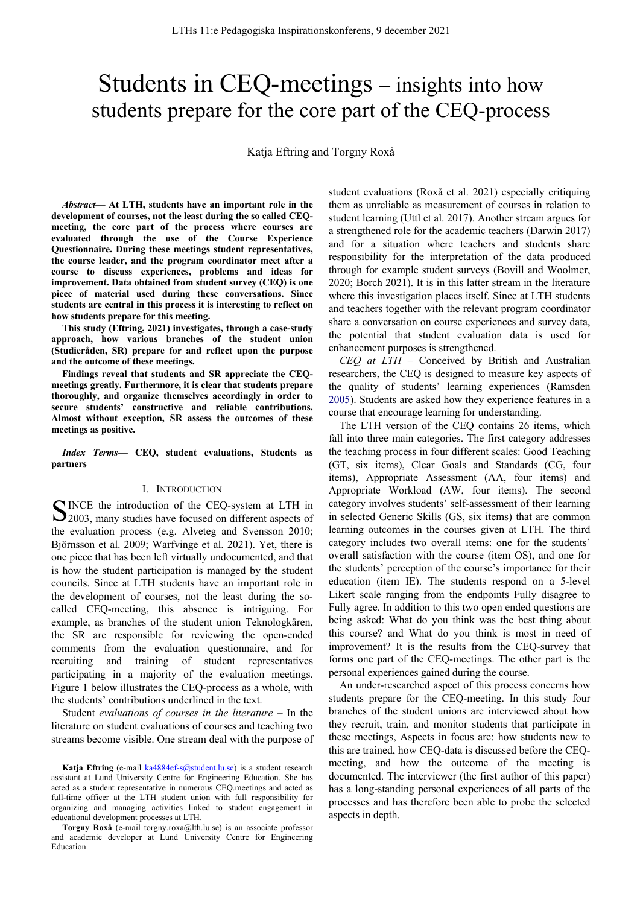# Students in CEQ-meetings – insights into how students prepare for the core part of the CEQ-process

Katja Eftring and Torgny Roxå

***Abstract*— At LTH, students have an important role in the development of courses, not the least during the so called CEQ-meeting, the core part of the process where courses are evaluated through the use of the Course Experience Questionnaire. During these meetings student representatives, the course leader, and the program coordinator meet after a course to discuss experiences, problems and ideas for improvement. Data obtained from student survey (CEQ) is one piece of material used during these conversations. Since students are central in this process it is interesting to reflect on how students prepare for this meeting.**

**This study (Eftring, 2021) investigates, through a case-study approach, how various branches of the student union (Studieråden, SR) prepare for and reflect upon the purpose and the outcome of these meetings.**

**Findings reveal that students and SR appreciate the CEQ-meetings greatly. Furthermore, it is clear that students prepare thoroughly, and organize themselves accordingly in order to secure students' constructive and reliable contributions. Almost without exception, SR assess the outcomes of these meetings as positive.**

***Index Terms*— CEQ, student evaluations, Students as partners**

## I. Introduction

SINCE the introduction of the CEQ-system at LTH in 2003, many studies have focused on different aspects of the evaluation process (e.g. Alveteg and Svensson 2010; Björnsson et al. 2009; Warfvinge et al. 2021). Yet, there is one piece that has been left virtually undocumented, and that is how the student participation is managed by the student councils. Since at LTH students have an important role in the development of courses, not the least during the so-called CEQ-meeting, this absence is intriguing. For example, as branches of the student union Teknologkåren, the SR are responsible for reviewing the open-ended comments from the evaluation questionnaire, and for recruiting and training of student representatives participating in a majority of the evaluation meetings. Figure 1 below illustrates the CEQ-process as a whole, with the students' contributions underlined in the text.

Student *evaluations of courses in the literature* – In the literature on student evaluations of courses and teaching two streams become visible. One stream deal with the purpose of student evaluations (Roxå et al. 2021) especially critiquing them as unreliable as measurement of courses in relation to student learning (Uttl et al. 2017). Another stream argues for a strengthened role for the academic teachers (Darwin 2017) and for a situation where teachers and students share responsibility for the interpretation of the data produced through for example student surveys (Bovill and Woolmer, 2020; Borch 2021). It is in this latter stream in the literature where this investigation places itself. Since at LTH students and teachers together with the relevant program coordinator share a conversation on course experiences and survey data, the potential that student evaluation data is used for enhancement purposes is strengthened.

*CEQ at LTH* – Conceived by British and Australian researchers, the CEQ is designed to measure key aspects of the quality of students' learning experiences (Ramsden 2005). Students are asked how they experience features in a course that encourage learning for understanding.

The LTH version of the CEQ contains 26 items, which fall into three main categories. The first category addresses the teaching process in four different scales: Good Teaching (GT, six items), Clear Goals and Standards (CG, four items), Appropriate Assessment (AA, four items) and Appropriate Workload (AW, four items). The second category involves students' self-assessment of their learning in selected Generic Skills (GS, six items) that are common learning outcomes in the courses given at LTH. The third category includes two overall items: one for the students' overall satisfaction with the course (item OS), and one for the students' perception of the course's importance for their education (item IE). The students respond on a 5-level Likert scale ranging from the endpoints Fully disagree to Fully agree. In addition to this two open ended questions are being asked: What do you think was the best thing about this course? and What do you think is most in need of improvement? It is the results from the CEQ-survey that forms one part of the CEQ-meetings. The other part is the personal experiences gained during the course.

An under-researched aspect of this process concerns how students prepare for the CEQ-meeting. In this study four branches of the student unions are interviewed about how they recruit, train, and monitor students that participate in these meetings, Aspects in focus are: how students new to this are trained, how CEQ-data is discussed before the CEQ-meeting, and how the outcome of the meeting is documented. The interviewer (the first author of this paper) has a long-standing personal experiences of all parts of the processes and has therefore been able to probe the selected aspects in depth.

---

**Katja Eftring** (e-mail ka4884ef-s@student.lu.se) is a student research assistant at Lund University Centre for Engineering Education. She has acted as a student representative in numerous CEQ.meetings and acted as full-time officer at the LTH student union with full responsibility for organizing and managing activities linked to student engagement in educational development processes at LTH.

**Torgny Roxå** (e-mail torgny.roxa@lth.lu.se) is an associate professor and academic developer at Lund University Centre for Engineering Education.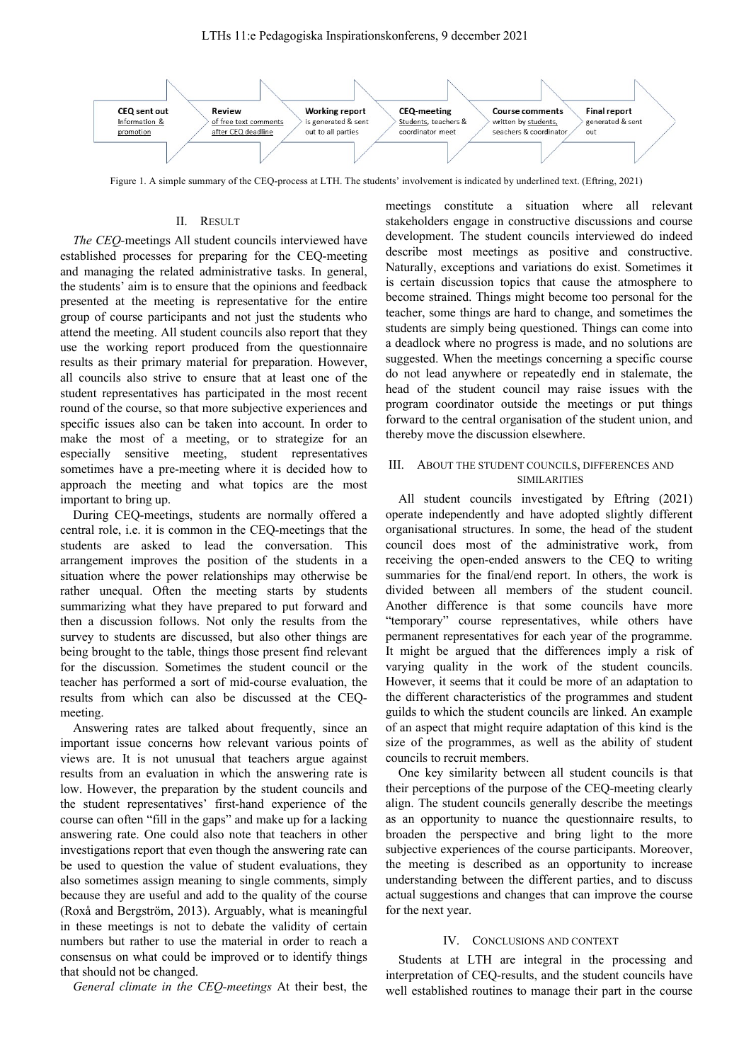CEQ sent out — Information & promotion → Review — of free text comments after CEQ deadline → Working report — is generated & sent out to all parties → CEQ-meeting — Students, teachers & coordinator meet → Course comments — written by students, seachers & coordinator → Final report — generated & sent out

Figure 1. A simple summary of the CEQ-process at LTH. The students' involvement is indicated by underlined text. (Eftring, 2021)

## II. Result

*The CEQ-meetings* All student councils interviewed have established processes for preparing for the CEQ-meeting and managing the related administrative tasks. In general, the students' aim is to ensure that the opinions and feedback presented at the meeting is representative for the entire group of course participants and not just the students who attend the meeting. All student councils also report that they use the working report produced from the questionnaire results as their primary material for preparation. However, all councils also strive to ensure that at least one of the student representatives has participated in the most recent round of the course, so that more subjective experiences and specific issues also can be taken into account. In order to make the most of a meeting, or to strategize for an especially sensitive meeting, student representatives sometimes have a pre-meeting where it is decided how to approach the meeting and what topics are the most important to bring up.

During CEQ-meetings, students are normally offered a central role, i.e. it is common in the CEQ-meetings that the students are asked to lead the conversation. This arrangement improves the position of the students in a situation where the power relationships may otherwise be rather unequal. Often the meeting starts by students summarizing what they have prepared to put forward and then a discussion follows. Not only the results from the survey to students are discussed, but also other things are being brought to the table, things those present find relevant for the discussion. Sometimes the student council or the teacher has performed a sort of mid-course evaluation, the results from which can also be discussed at the CEQ-meeting.

Answering rates are talked about frequently, since an important issue concerns how relevant various points of views are. It is not unusual that teachers argue against results from an evaluation in which the answering rate is low. However, the preparation by the student councils and the student representatives' first-hand experience of the course can often "fill in the gaps" and make up for a lacking answering rate. One could also note that teachers in other investigations report that even though the answering rate can be used to question the value of student evaluations, they also sometimes assign meaning to single comments, simply because they are useful and add to the quality of the course (Roxå and Bergström, 2013). Arguably, what is meaningful in these meetings is not to debate the validity of certain numbers but rather to use the material in order to reach a consensus on what could be improved or to identify things that should not be changed.

*General climate in the CEQ-meetings* At their best, the meetings constitute a situation where all relevant stakeholders engage in constructive discussions and course development. The student councils interviewed do indeed describe most meetings as positive and constructive. Naturally, exceptions and variations do exist. Sometimes it is certain discussion topics that cause the atmosphere to become strained. Things might become too personal for the teacher, some things are hard to change, and sometimes the students are simply being questioned. Things can come into a deadlock where no progress is made, and no solutions are suggested. When the meetings concerning a specific course do not lead anywhere or repeatedly end in stalemate, the head of the student council may raise issues with the program coordinator outside the meetings or put things forward to the central organisation of the student union, and thereby move the discussion elsewhere.

## III. About the Student Councils, Differences and Similarities

All student councils investigated by Eftring (2021) operate independently and have adopted slightly different organisational structures. In some, the head of the student council does most of the administrative work, from receiving the open-ended answers to the CEQ to writing summaries for the final/end report. In others, the work is divided between all members of the student council. Another difference is that some councils have more "temporary" course representatives, while others have permanent representatives for each year of the programme. It might be argued that the differences imply a risk of varying quality in the work of the student councils. However, it seems that it could be more of an adaptation to the different characteristics of the programmes and student guilds to which the student councils are linked. An example of an aspect that might require adaptation of this kind is the size of the programmes, as well as the ability of student councils to recruit members.

One key similarity between all student councils is that their perceptions of the purpose of the CEQ-meeting clearly align. The student councils generally describe the meetings as an opportunity to nuance the questionnaire results, to broaden the perspective and bring light to the more subjective experiences of the course participants. Moreover, the meeting is described as an opportunity to increase understanding between the different parties, and to discuss actual suggestions and changes that can improve the course for the next year.

## IV. Conclusions and Context

Students at LTH are integral in the processing and interpretation of CEQ-results, and the student councils have well established routines to manage their part in the course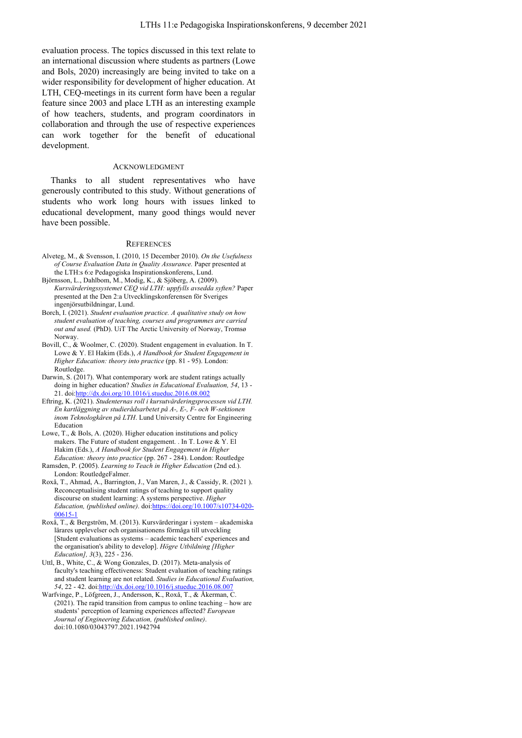evaluation process. The topics discussed in this text relate to an international discussion where students as partners (Lowe and Bols, 2020) increasingly are being invited to take on a wider responsibility for development of higher education. At LTH, CEQ-meetings in its current form have been a regular feature since 2003 and place LTH as an interesting example of how teachers, students, and program coordinators in collaboration and through the use of respective experiences can work together for the benefit of educational development.

## Acknowledgment

Thanks to all student representatives who have generously contributed to this study. Without generations of students who work long hours with issues linked to educational development, many good things would never have been possible.

## References

Alveteg, M., & Svensson, I. (2010, 15 December 2010). *On the Usefulness of Course Evaluation Data in Quality Assurance.* Paper presented at the LTH:s 6:e Pedagogiska Inspirationskonferens, Lund.

Björnsson, L., Dahlbom, M., Modig, K., & Sjöberg, A. (2009). *Kursvärderingssystemet CEQ vid LTH: uppfylls avsedda syften?* Paper presented at the Den 2:a Utvecklingskonferensen för Sveriges ingenjörsutbildningar, Lund.

Borch, I. (2021). *Student evaluation practice. A qualitative study on how student evaluation of teaching, courses and programmes are carried out and used.* (PhD). UiT The Arctic University of Norway, Tromsø Norway.

Bovill, C., & Woolmer, C. (2020). Student engagement in evaluation. In T. Lowe & Y. El Hakim (Eds.), *A Handbook for Student Engagement in Higher Education: theory into practice* (pp. 81 - 95). London: Routledge.

Darwin, S. (2017). What contemporary work are student ratings actually doing in higher education? *Studies in Educational Evaluation, 54*, 13 - 21. doi:http://dx.doi.org/10.1016/j.stueduc.2016.08.002

Eftring, K. (2021). *Studenternas roll i kursutvärderingsprocessen vid LTH. En kartläggning av studierådsarbetet på A-, E-, F- och W-sektionen inom Teknologkåren på LTH*. Lund University Centre for Engineering Education

Lowe, T., & Bols, A. (2020). Higher education institutions and policy makers. The Future of student engagement. . In T. Lowe & Y. El Hakim (Eds.), *A Handbook for Student Engagement in Higher Education: theory into practice* (pp. 267 - 284). London: Routledge

Ramsden, P. (2005). *Learning to Teach in Higher Education* (2nd ed.). London: RoutledgeFalmer.

Roxå, T., Ahmad, A., Barrington, J., Van Maren, J., & Cassidy, R. (2021 ). Reconceptualising student ratings of teaching to support quality discourse on student learning: A systems perspective. *Higher Education, (published online)*. doi:https://doi.org/10.1007/s10734-020-00615-1

Roxå, T., & Bergström, M. (2013). Kursvärderingar i system – akademiska lärares upplevelser och organisationens förmåga till utveckling [Student evaluations as systems – academic teachers' experiences and the organisation's ability to develop]. *Högre Utbildning [Higher Education], 3*(3), 225 - 236.

Uttl, B., White, C., & Wong Gonzales, D. (2017). Meta-analysis of faculty's teaching effectiveness: Student evaluation of teaching ratings and student learning are not related. *Studies in Educational Evaluation, 54*, 22 - 42. doi:http://dx.doi.org/10.1016/j.stueduc.2016.08.007

Warfvinge, P., Löfgreen, J., Andersson, K., Roxå, T., & Åkerman, C. (2021). The rapid transition from campus to online teaching – how are students' perception of learning experiences affected? *European Journal of Engineering Education, (published online)*. doi:10.1080/03043797.2021.1942794